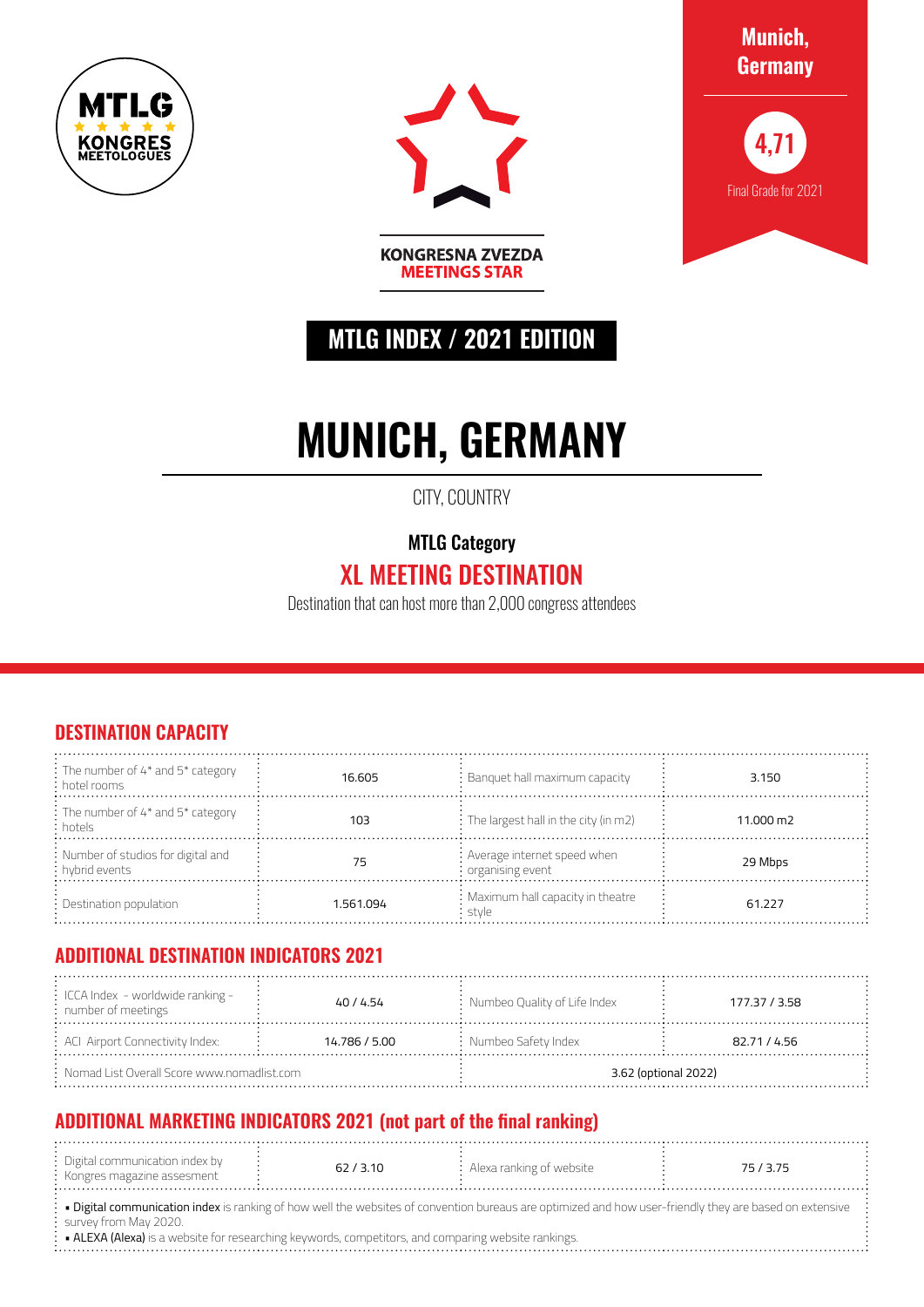MTLG
KONGRES
MEETOLOGUES

KONGRESNA ZVEZDA
MEETINGS STAR

**Munich, Germany**

**4,71**

Final Grade for 2021

## MTLG INDEX / 2021 EDITION

# MUNICH, GERMANY

CITY, COUNTRY

**MTLG Category**

## XL MEETING DESTINATION

Destination that can host more than 2,000 congress attendees

## DESTINATION CAPACITY

| | | | |
|---|---|---|---|
| The number of 4* and 5* category hotel rooms | 16.605 | Banquet hall maximum capacity | 3.150 |
| The number of 4* and 5* category hotels | 103 | The largest hall in the city (in m2) | 11.000 m2 |
| Number of studios for digital and hybrid events | 75 | Average internet speed when organising event | 29 Mbps |
| Destination population | 1.561.094 | Maximum hall capacity in theatre style | 61.227 |

## ADDITIONAL DESTINATION INDICATORS 2021

| | | | |
|---|---|---|---|
| ICCA Index - worldwide ranking - number of meetings | 40 / 4.54 | Numbeo Quality of Life Index | 177.37 / 3.58 |
| ACI Airport Connectivity Index: | 14.786 / 5.00 | Numbeo Safety Index | 82.71 / 4.56 |
| Nomad List Overall Score www.nomadlist.com | | 3.62 (optional 2022) | |

## ADDITIONAL MARKETING INDICATORS 2021 (not part of the final ranking)

| | | | |
|---|---|---|---|
| Digital communication index by Kongres magazine assesment | 62 / 3.10 | Alexa ranking of website | 75 / 3.75 |

- **Digital communication index** is ranking of how well the websites of convention bureaus are optimized and how user-friendly they are based on extensive survey from May 2020.
- **ALEXA (Alexa)** is a website for researching keywords, competitors, and comparing website rankings.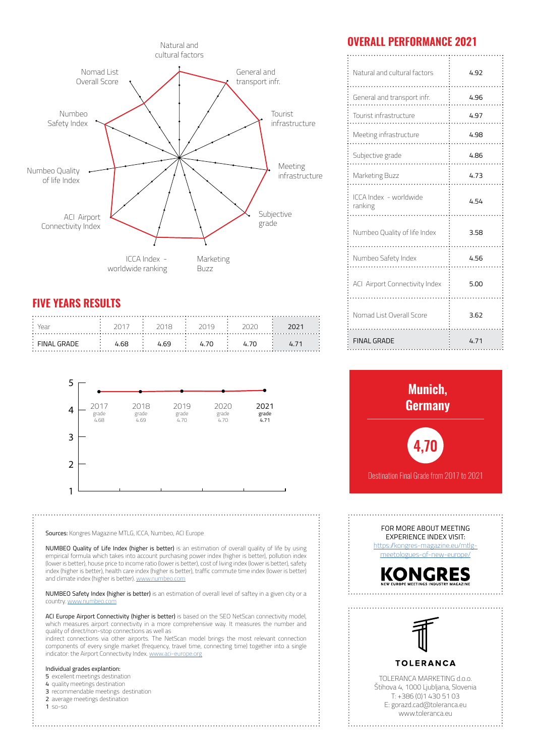Natural and cultural factors

General and transport infr.

Tourist infrastructure

Meeting infrastructure

Subjective grade

Marketing Buzz

ICCA Index - worldwide ranking

ACI Airport Connectivity Index

Numbeo Quality of life Index

Numbeo Safety Index

Nomad List Overall Score

## FIVE YEARS RESULTS

| Year | 2017 | 2018 | 2019 | 2020 | 2021 |
|---|---|---|---|---|---|
| FINAL GRADE | 4.68 | 4.69 | 4.70 | 4.70 | 4.71 |

5
4
3
2
1

2017 grade 4.68
2018 grade 4.69
2019 grade 4.70
2020 grade 4.70
2021 grade 4.71

Sources: Kongres Magazine MTLG, ICCA, Numbeo, ACI Europe

**NUMBEO Quality of Life Index (higher is better)** is an estimation of overall quality of life by using empirical formula which takes into account purchasing power index (higher is better), pollution index (lower is better), house price to income ratio (lower is better), cost of living index (lower is better), safety index (higher is better), health care index (higher is better), traffic commute time index (lower is better) and climate index (higher is better). www.numbeo.com

**NUMBEO Safety Index (higher is better)** is an estimation of overall level of saftey in a given city or a country. www.numbeo.com

**ACI Europe Airport Connectivity (higher is better)** is based on the SEO NetScan connectivity model, which measures airport connectivity in a more comprehensive way. It measures the number and quality of direct/non-stop connections as well as
indirect connections via other airports. The NetScan model brings the most relevant connection components of every single market (frequency, travel time, connecting time) together into a single indicator: the Airport Connectivity Index. www.aci-europe.org

Individual grades explanation:
- 5 excellent meetings destination
- 4 quality meetings destination
- 3 recommendable meetings destination
- 2 average meetings destination
- 1 so-so

## OVERALL PERFORMANCE 2021

| | |
|---|---|
| Natural and cultural factors | 4.92 |
| General and transport infr. | 4.96 |
| Tourist infrastructure | 4.97 |
| Meeting infrastructure | 4.98 |
| Subjective grade | 4.86 |
| Marketing Buzz | 4.73 |
| ICCA Index - worldwide ranking | 4.54 |
| Numbeo Quality of life Index | 3.58 |
| Numbeo Safety Index | 4.56 |
| ACI Airport Connectivity Index | 5.00 |
| Nomad List Overall Score | 3.62 |
| FINAL GRADE | 4.71 |

## Munich, Germany

**4,70**

Destination Final Grade from 2017 to 2021

FOR MORE ABOUT MEETING EXPERIENCE INDEX VISIT:
https://kongres-magazine.eu/mtlg-meetologues-of-new-europe/

KONGRES
NEW EUROPE MEETINGS INDUSTRY MAGAZINE

TOLERANCA

TOLERANCA MARKETING d.o.o.
Štihova 4, 1000 Ljubljana, Slovenia
T: +386 (0)1 430 51 03
E: gorazd.cad@toleranca.eu
www.toleranca.eu